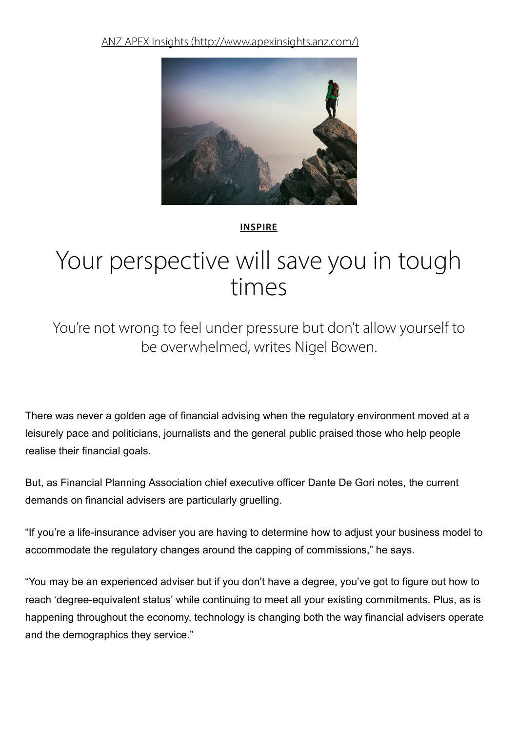[ANZ APEX Insights (http://www.apexinsights.anz.com/)](http://www.apexinsights.anz.com/)

**INSPIRE**

# Your perspective will save you in tough times

## You're not wrong to feel under pressure but don't allow yourself to be overwhelmed, writes Nigel Bowen.

There was never a golden age of financial advising when the regulatory environment moved at a leisurely pace and politicians, journalists and the general public praised those who help people realise their financial goals.

But, as Financial Planning Association chief executive officer Dante De Gori notes, the current demands on financial advisers are particularly gruelling.

"If you're a life-insurance adviser you are having to determine how to adjust your business model to accommodate the regulatory changes around the capping of commissions," he says.

"You may be an experienced adviser but if you don't have a degree, you've got to figure out how to reach 'degree-equivalent status' while continuing to meet all your existing commitments. Plus, as is happening throughout the economy, technology is changing both the way financial advisers operate and the demographics they service."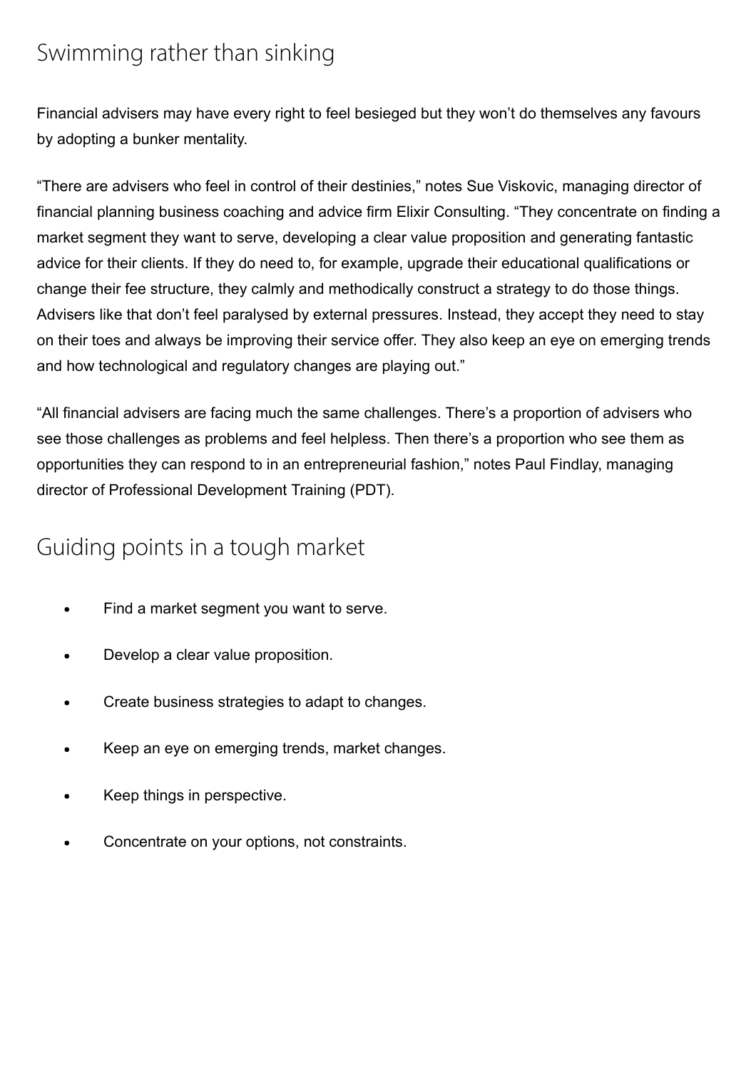## Swimming rather than sinking

Financial advisers may have every right to feel besieged but they won't do themselves any favours by adopting a bunker mentality.

"There are advisers who feel in control of their destinies," notes Sue Viskovic, managing director of financial planning business coaching and advice firm Elixir Consulting. "They concentrate on finding a market segment they want to serve, developing a clear value proposition and generating fantastic advice for their clients. If they do need to, for example, upgrade their educational qualifications or change their fee structure, they calmly and methodically construct a strategy to do those things. Advisers like that don't feel paralysed by external pressures. Instead, they accept they need to stay on their toes and always be improving their service offer. They also keep an eye on emerging trends and how technological and regulatory changes are playing out."

"All financial advisers are facing much the same challenges. There's a proportion of advisers who see those challenges as problems and feel helpless. Then there's a proportion who see them as opportunities they can respond to in an entrepreneurial fashion," notes Paul Findlay, managing director of Professional Development Training (PDT).

## Guiding points in a tough market

- Find a market segment you want to serve.
- Develop a clear value proposition.
- Create business strategies to adapt to changes.
- Keep an eye on emerging trends, market changes.
- Keep things in perspective.
- Concentrate on your options, not constraints.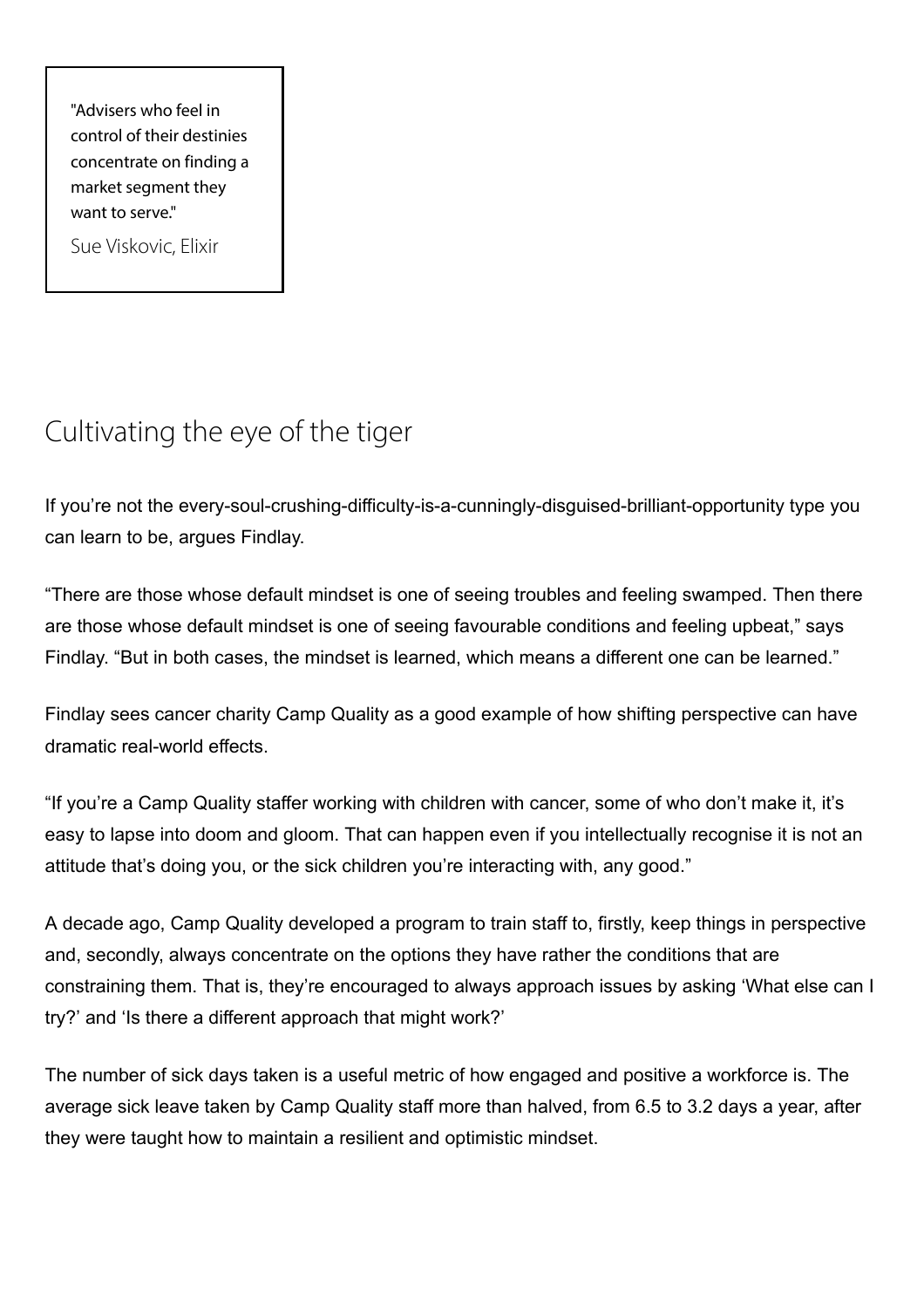> "Advisers who feel in control of their destinies concentrate on finding a market segment they want to serve."
>
> Sue Viskovic, Elixir

## Cultivating the eye of the tiger

If you're not the every-soul-crushing-difficulty-is-a-cunningly-disguised-brilliant-opportunity type you can learn to be, argues Findlay.

"There are those whose default mindset is one of seeing troubles and feeling swamped. Then there are those whose default mindset is one of seeing favourable conditions and feeling upbeat," says Findlay. "But in both cases, the mindset is learned, which means a different one can be learned."

Findlay sees cancer charity Camp Quality as a good example of how shifting perspective can have dramatic real-world effects.

"If you're a Camp Quality staffer working with children with cancer, some of who don't make it, it's easy to lapse into doom and gloom. That can happen even if you intellectually recognise it is not an attitude that's doing you, or the sick children you're interacting with, any good."

A decade ago, Camp Quality developed a program to train staff to, firstly, keep things in perspective and, secondly, always concentrate on the options they have rather the conditions that are constraining them. That is, they're encouraged to always approach issues by asking 'What else can I try?' and 'Is there a different approach that might work?'

The number of sick days taken is a useful metric of how engaged and positive a workforce is. The average sick leave taken by Camp Quality staff more than halved, from 6.5 to 3.2 days a year, after they were taught how to maintain a resilient and optimistic mindset.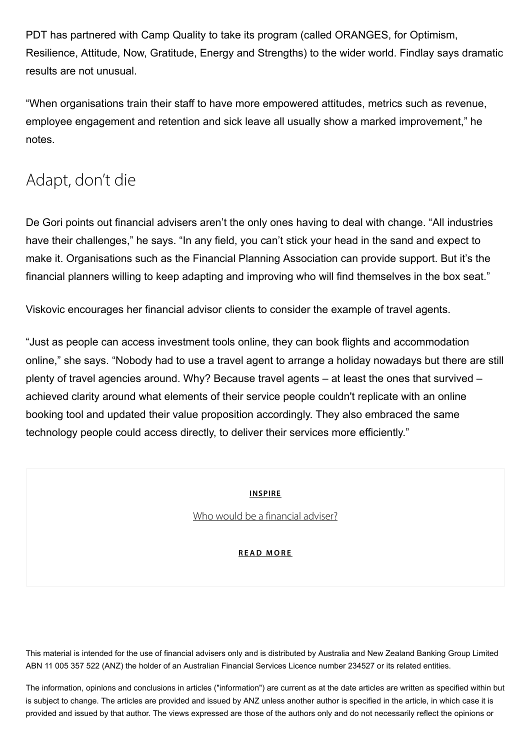PDT has partnered with Camp Quality to take its program (called ORANGES, for Optimism, Resilience, Attitude, Now, Gratitude, Energy and Strengths) to the wider world. Findlay says dramatic results are not unusual.

"When organisations train their staff to have more empowered attitudes, metrics such as revenue, employee engagement and retention and sick leave all usually show a marked improvement," he notes.

## Adapt, don't die

De Gori points out financial advisers aren't the only ones having to deal with change. "All industries have their challenges," he says. "In any field, you can't stick your head in the sand and expect to make it. Organisations such as the Financial Planning Association can provide support. But it's the financial planners willing to keep adapting and improving who will find themselves in the box seat."

Viskovic encourages her financial advisor clients to consider the example of travel agents.

"Just as people can access investment tools online, they can book flights and accommodation online," she says. "Nobody had to use a travel agent to arrange a holiday nowadays but there are still plenty of travel agencies around. Why? Because travel agents – at least the ones that survived – achieved clarity around what elements of their service people couldn't replicate with an online booking tool and updated their value proposition accordingly. They also embraced the same technology people could access directly, to deliver their services more efficiently."

**INSPIRE**

Who would be a financial adviser?

**READ MORE**

This material is intended for the use of financial advisers only and is distributed by Australia and New Zealand Banking Group Limited ABN 11 005 357 522 (ANZ) the holder of an Australian Financial Services Licence number 234527 or its related entities.

The information, opinions and conclusions in articles ("information") are current as at the date articles are written as specified within but is subject to change. The articles are provided and issued by ANZ unless another author is specified in the article, in which case it is provided and issued by that author. The views expressed are those of the authors only and do not necessarily reflect the opinions or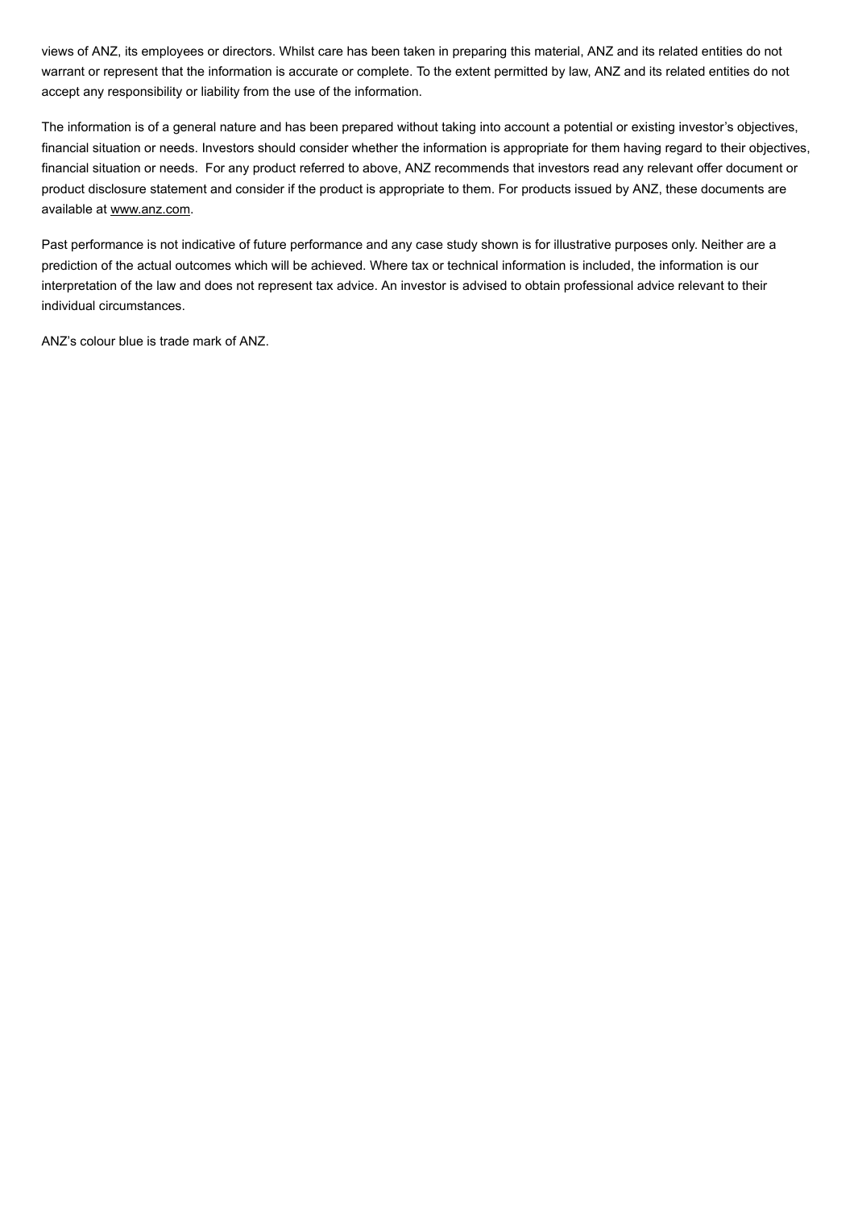views of ANZ, its employees or directors. Whilst care has been taken in preparing this material, ANZ and its related entities do not warrant or represent that the information is accurate or complete. To the extent permitted by law, ANZ and its related entities do not accept any responsibility or liability from the use of the information.

The information is of a general nature and has been prepared without taking into account a potential or existing investor's objectives, financial situation or needs. Investors should consider whether the information is appropriate for them having regard to their objectives, financial situation or needs. For any product referred to above, ANZ recommends that investors read any relevant offer document or product disclosure statement and consider if the product is appropriate to them. For products issued by ANZ, these documents are available at www.anz.com.

Past performance is not indicative of future performance and any case study shown is for illustrative purposes only. Neither are a prediction of the actual outcomes which will be achieved. Where tax or technical information is included, the information is our interpretation of the law and does not represent tax advice. An investor is advised to obtain professional advice relevant to their individual circumstances.

ANZ's colour blue is trade mark of ANZ.